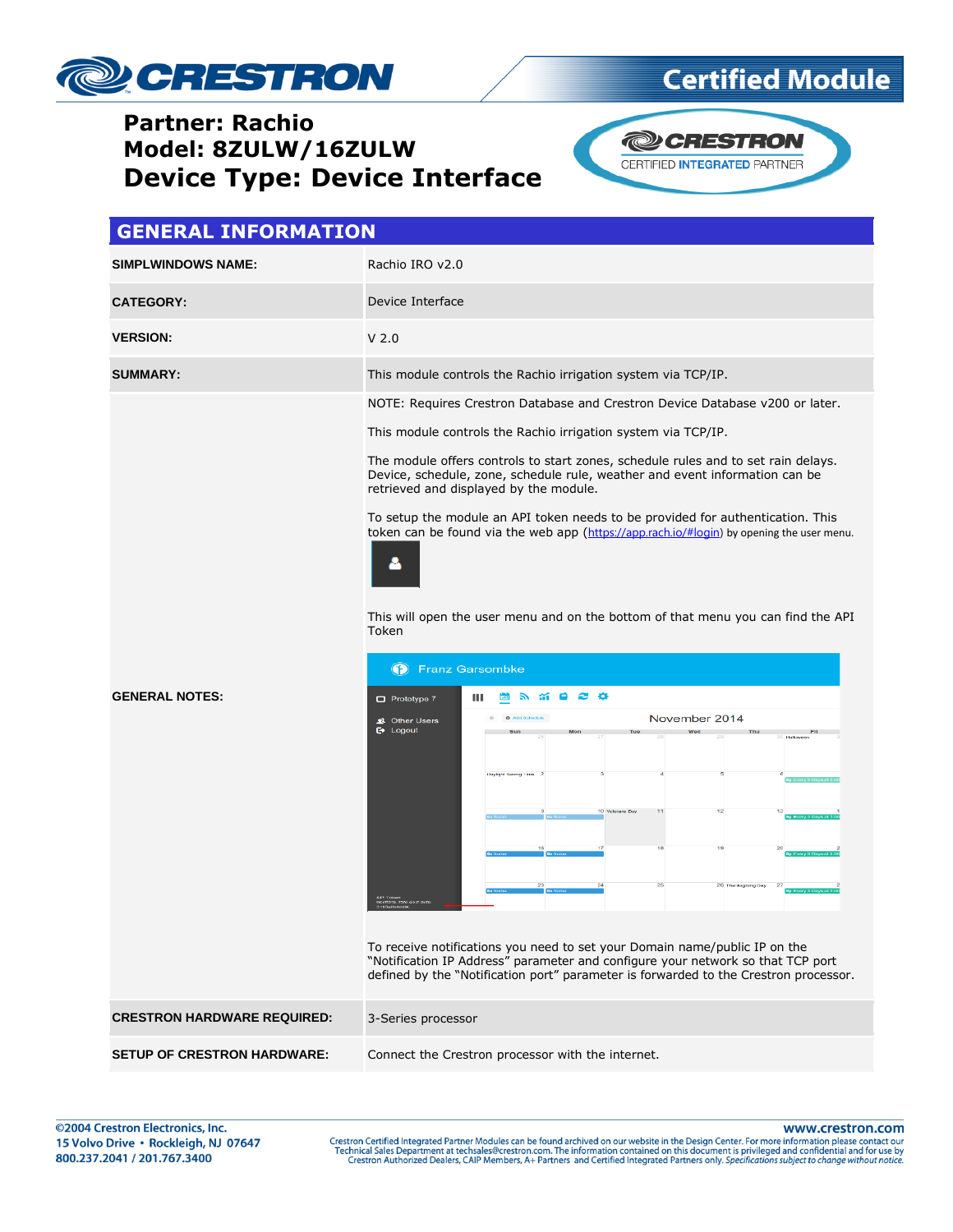# Partner: Rachio
# Model: 8ZULW/16ZULW
# Device Type: Device Interface

## GENERAL INFORMATION

| | |
|---|---|
| **SIMPLWINDOWS NAME:** | Rachio IRO v2.0 |
| **CATEGORY:** | Device Interface |
| **VERSION:** | V 2.0 |
| **SUMMARY:** | This module controls the Rachio irrigation system via TCP/IP. |
| **GENERAL NOTES:** | NOTE: Requires Crestron Database and Crestron Device Database v200 or later.<br><br>This module controls the Rachio irrigation system via TCP/IP.<br><br>The module offers controls to start zones, schedule rules and to set rain delays. Device, schedule, zone, schedule rule, weather and event information can be retrieved and displayed by the module.<br><br>To setup the module an API token needs to be provided for authentication. This token can be found via the web app (https://app.rach.io/#login) by opening the user menu.<br><br>This will open the user menu and on the bottom of that menu you can find the API Token<br><br>To receive notifications you need to set your Domain name/public IP on the "Notification IP Address" parameter and configure your network so that TCP port defined by the "Notification port" parameter is forwarded to the Crestron processor. |
| **CRESTRON HARDWARE REQUIRED:** | 3-Series processor |
| **SETUP OF CRESTRON HARDWARE:** | Connect the Crestron processor with the internet. |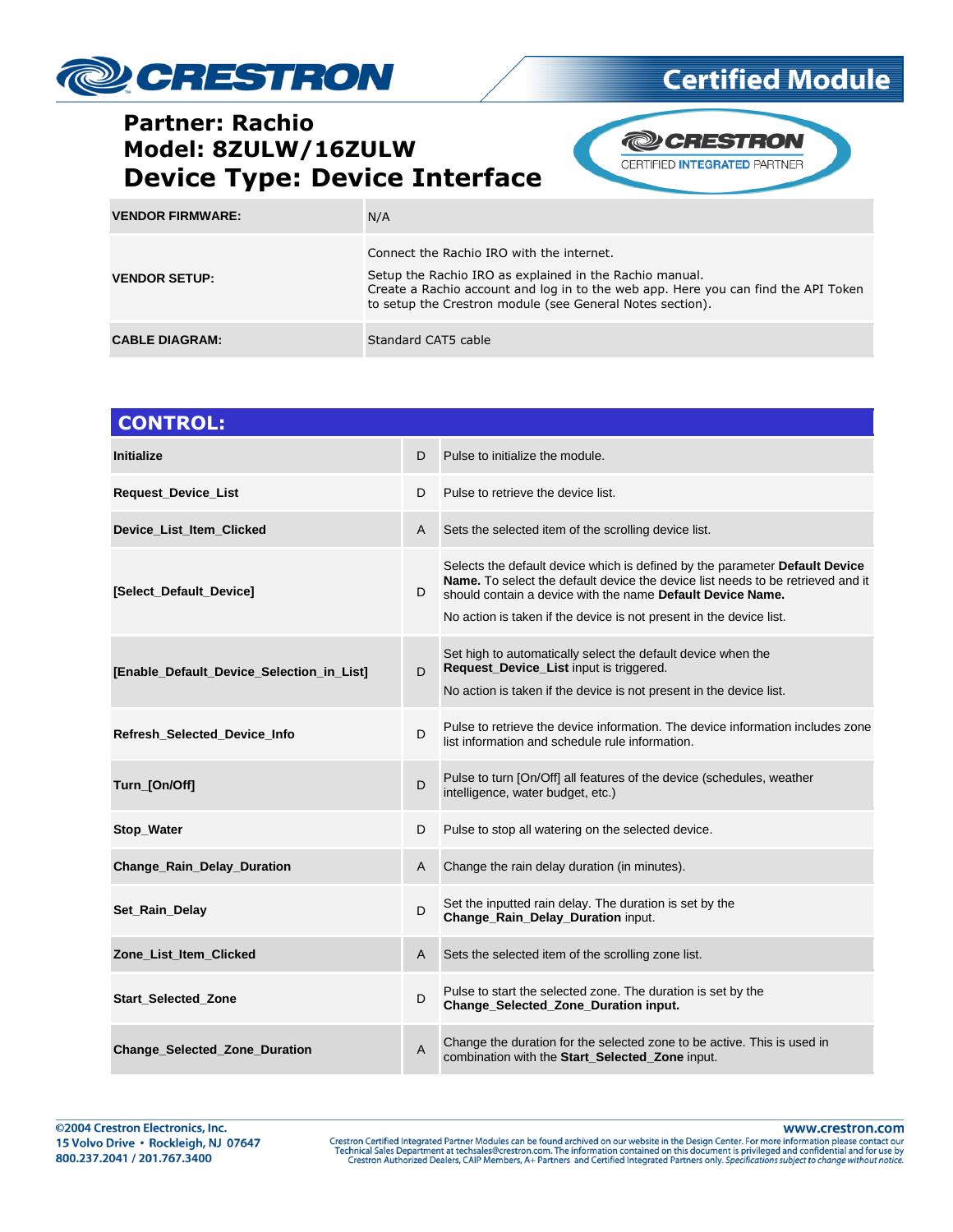# Partner: Rachio
# Model: 8ZULW/16ZULW
# Device Type: Device Interface

| | |
|---|---|
| **VENDOR FIRMWARE:** | N/A |
| **VENDOR SETUP:** | Connect the Rachio IRO with the internet.<br><br>Setup the Rachio IRO as explained in the Rachio manual.<br>Create a Rachio account and log in to the web app. Here you can find the API Token to setup the Crestron module (see General Notes section). |
| **CABLE DIAGRAM:** | Standard CAT5 cable |

## CONTROL:

| | | |
|---|---|---|
| **Initialize** | D | Pulse to initialize the module. |
| **Request_Device_List** | D | Pulse to retrieve the device list. |
| **Device_List_Item_Clicked** | A | Sets the selected item of the scrolling device list. |
| **[Select_Default_Device]** | D | Selects the default device which is defined by the parameter **Default Device Name.** To select the default device the device list needs to be retrieved and it should contain a device with the name **Default Device Name.**<br><br>No action is taken if the device is not present in the device list. |
| **[Enable_Default_Device_Selection_in_List]** | D | Set high to automatically select the default device when the **Request_Device_List** input is triggered.<br><br>No action is taken if the device is not present in the device list. |
| **Refresh_Selected_Device_Info** | D | Pulse to retrieve the device information. The device information includes zone list information and schedule rule information. |
| **Turn_[On/Off]** | D | Pulse to turn [On/Off] all features of the device (schedules, weather intelligence, water budget, etc.) |
| **Stop_Water** | D | Pulse to stop all watering on the selected device. |
| **Change_Rain_Delay_Duration** | A | Change the rain delay duration (in minutes). |
| **Set_Rain_Delay** | D | Set the inputted rain delay. The duration is set by the **Change_Rain_Delay_Duration** input. |
| **Zone_List_Item_Clicked** | A | Sets the selected item of the scrolling zone list. |
| **Start_Selected_Zone** | D | Pulse to start the selected zone. The duration is set by the **Change_Selected_Zone_Duration input.** |
| **Change_Selected_Zone_Duration** | A | Change the duration for the selected zone to be active. This is used in combination with the **Start_Selected_Zone** input. |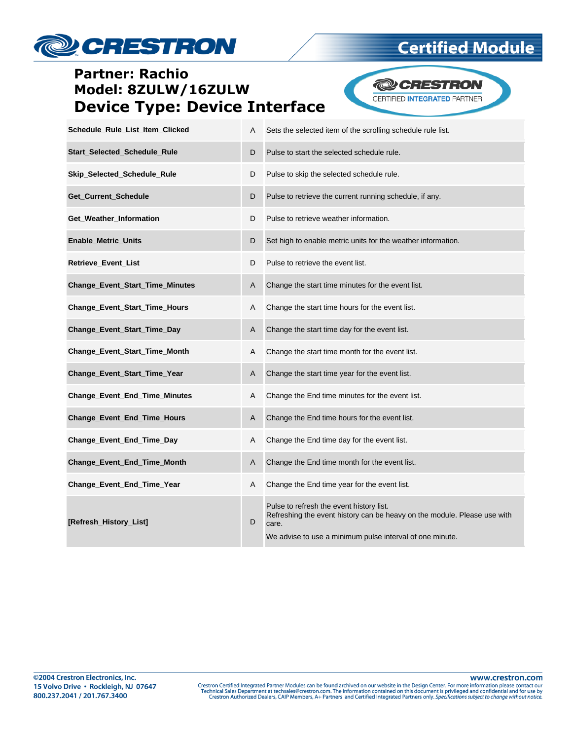**Partner: Rachio**
**Model: 8ZULW/16ZULW**
**Device Type: Device Interface**

| | | |
|---|---|---|
| **Schedule_Rule_List_Item_Clicked** | A | Sets the selected item of the scrolling schedule rule list. |
| **Start_Selected_Schedule_Rule** | D | Pulse to start the selected schedule rule. |
| **Skip_Selected_Schedule_Rule** | D | Pulse to skip the selected schedule rule. |
| **Get_Current_Schedule** | D | Pulse to retrieve the current running schedule, if any. |
| **Get_Weather_Information** | D | Pulse to retrieve weather information. |
| **Enable_Metric_Units** | D | Set high to enable metric units for the weather information. |
| **Retrieve_Event_List** | D | Pulse to retrieve the event list. |
| **Change_Event_Start_Time_Minutes** | A | Change the start time minutes for the event list. |
| **Change_Event_Start_Time_Hours** | A | Change the start time hours for the event list. |
| **Change_Event_Start_Time_Day** | A | Change the start time day for the event list. |
| **Change_Event_Start_Time_Month** | A | Change the start time month for the event list. |
| **Change_Event_Start_Time_Year** | A | Change the start time year for the event list. |
| **Change_Event_End_Time_Minutes** | A | Change the End time minutes for the event list. |
| **Change_Event_End_Time_Hours** | A | Change the End time hours for the event list. |
| **Change_Event_End_Time_Day** | A | Change the End time day for the event list. |
| **Change_Event_End_Time_Month** | A | Change the End time month for the event list. |
| **Change_Event_End_Time_Year** | A | Change the End time year for the event list. |
| **[Refresh_History_List]** | D | Pulse to refresh the event history list.<br>Refreshing the event history can be heavy on the module. Please use with care.<br>We advise to use a minimum pulse interval of one minute. |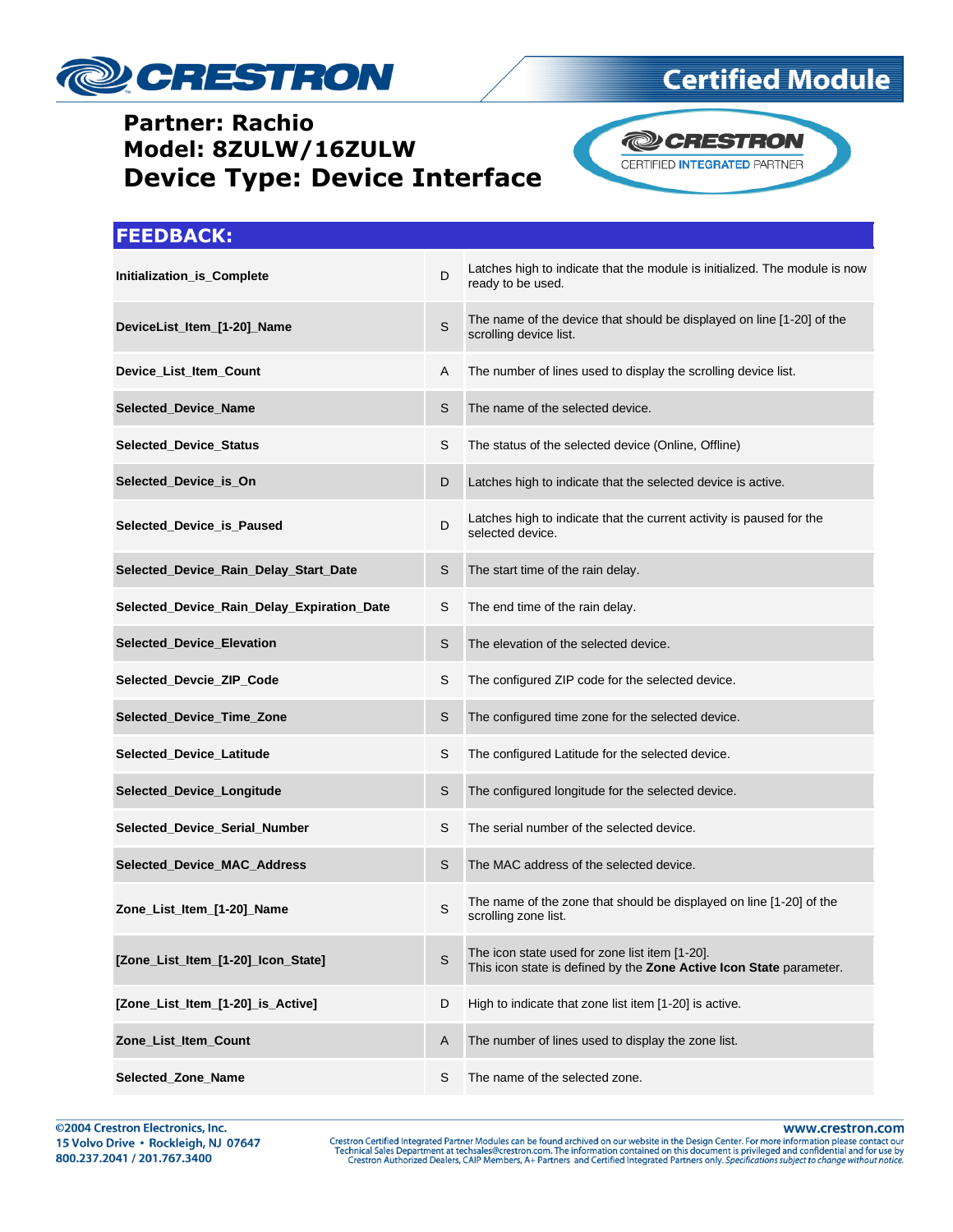Partner: Rachio
Model: 8ZULW/16ZULW
Device Type: Device Interface

## FEEDBACK:

| | | |
|---|---|---|
| **Initialization_is_Complete** | D | Latches high to indicate that the module is initialized. The module is now ready to be used. |
| **DeviceList_Item_[1-20]_Name** | S | The name of the device that should be displayed on line [1-20] of the scrolling device list. |
| **Device_List_Item_Count** | A | The number of lines used to display the scrolling device list. |
| **Selected_Device_Name** | S | The name of the selected device. |
| **Selected_Device_Status** | S | The status of the selected device (Online, Offline) |
| **Selected_Device_is_On** | D | Latches high to indicate that the selected device is active. |
| **Selected_Device_is_Paused** | D | Latches high to indicate that the current activity is paused for the selected device. |
| **Selected_Device_Rain_Delay_Start_Date** | S | The start time of the rain delay. |
| **Selected_Device_Rain_Delay_Expiration_Date** | S | The end time of the rain delay. |
| **Selected_Device_Elevation** | S | The elevation of the selected device. |
| **Selected_Devcie_ZIP_Code** | S | The configured ZIP code for the selected device. |
| **Selected_Device_Time_Zone** | S | The configured time zone for the selected device. |
| **Selected_Device_Latitude** | S | The configured Latitude for the selected device. |
| **Selected_Device_Longitude** | S | The configured longitude for the selected device. |
| **Selected_Device_Serial_Number** | S | The serial number of the selected device. |
| **Selected_Device_MAC_Address** | S | The MAC address of the selected device. |
| **Zone_List_Item_[1-20]_Name** | S | The name of the zone that should be displayed on line [1-20] of the scrolling zone list. |
| **[Zone_List_Item_[1-20]_Icon_State]** | S | The icon state used for zone list item [1-20].<br>This icon state is defined by the **Zone Active Icon State** parameter. |
| **[Zone_List_Item_[1-20]_is_Active]** | D | High to indicate that zone list item [1-20] is active. |
| **Zone_List_Item_Count** | A | The number of lines used to display the zone list. |
| **Selected_Zone_Name** | S | The name of the selected zone. |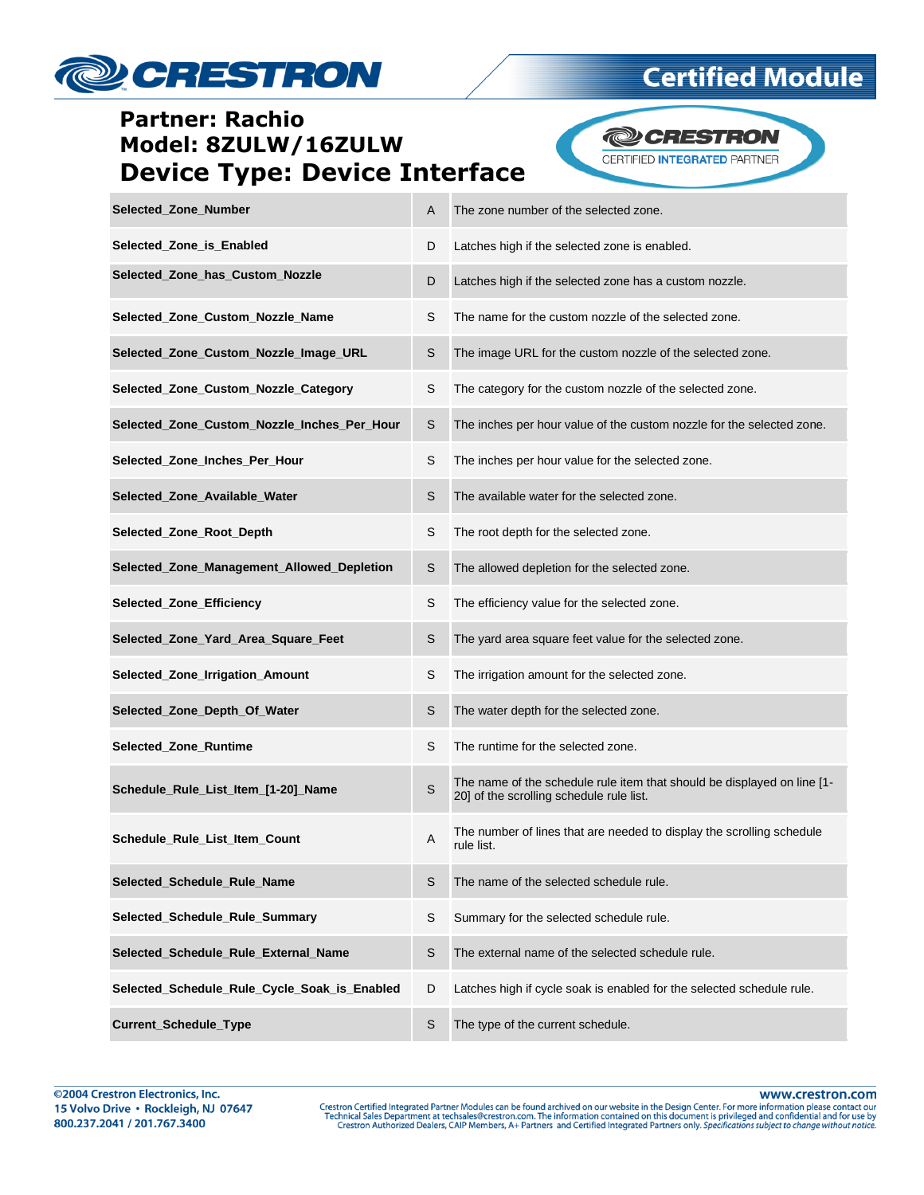**Partner: Rachio**
**Model: 8ZULW/16ZULW**
**Device Type: Device Interface**

| | | |
|---|---|---|
| **Selected_Zone_Number** | A | The zone number of the selected zone. |
| **Selected_Zone_is_Enabled** | D | Latches high if the selected zone is enabled. |
| **Selected_Zone_has_Custom_Nozzle** | D | Latches high if the selected zone has a custom nozzle. |
| **Selected_Zone_Custom_Nozzle_Name** | S | The name for the custom nozzle of the selected zone. |
| **Selected_Zone_Custom_Nozzle_Image_URL** | S | The image URL for the custom nozzle of the selected zone. |
| **Selected_Zone_Custom_Nozzle_Category** | S | The category for the custom nozzle of the selected zone. |
| **Selected_Zone_Custom_Nozzle_Inches_Per_Hour** | S | The inches per hour value of the custom nozzle for the selected zone. |
| **Selected_Zone_Inches_Per_Hour** | S | The inches per hour value for the selected zone. |
| **Selected_Zone_Available_Water** | S | The available water for the selected zone. |
| **Selected_Zone_Root_Depth** | S | The root depth for the selected zone. |
| **Selected_Zone_Management_Allowed_Depletion** | S | The allowed depletion for the selected zone. |
| **Selected_Zone_Efficiency** | S | The efficiency value for the selected zone. |
| **Selected_Zone_Yard_Area_Square_Feet** | S | The yard area square feet value for the selected zone. |
| **Selected_Zone_Irrigation_Amount** | S | The irrigation amount for the selected zone. |
| **Selected_Zone_Depth_Of_Water** | S | The water depth for the selected zone. |
| **Selected_Zone_Runtime** | S | The runtime for the selected zone. |
| **Schedule_Rule_List_Item_[1-20]_Name** | S | The name of the schedule rule item that should be displayed on line [1-20] of the scrolling schedule rule list. |
| **Schedule_Rule_List_Item_Count** | A | The number of lines that are needed to display the scrolling schedule rule list. |
| **Selected_Schedule_Rule_Name** | S | The name of the selected schedule rule. |
| **Selected_Schedule_Rule_Summary** | S | Summary for the selected schedule rule. |
| **Selected_Schedule_Rule_External_Name** | S | The external name of the selected schedule rule. |
| **Selected_Schedule_Rule_Cycle_Soak_is_Enabled** | D | Latches high if cycle soak is enabled for the selected schedule rule. |
| **Current_Schedule_Type** | S | The type of the current schedule. |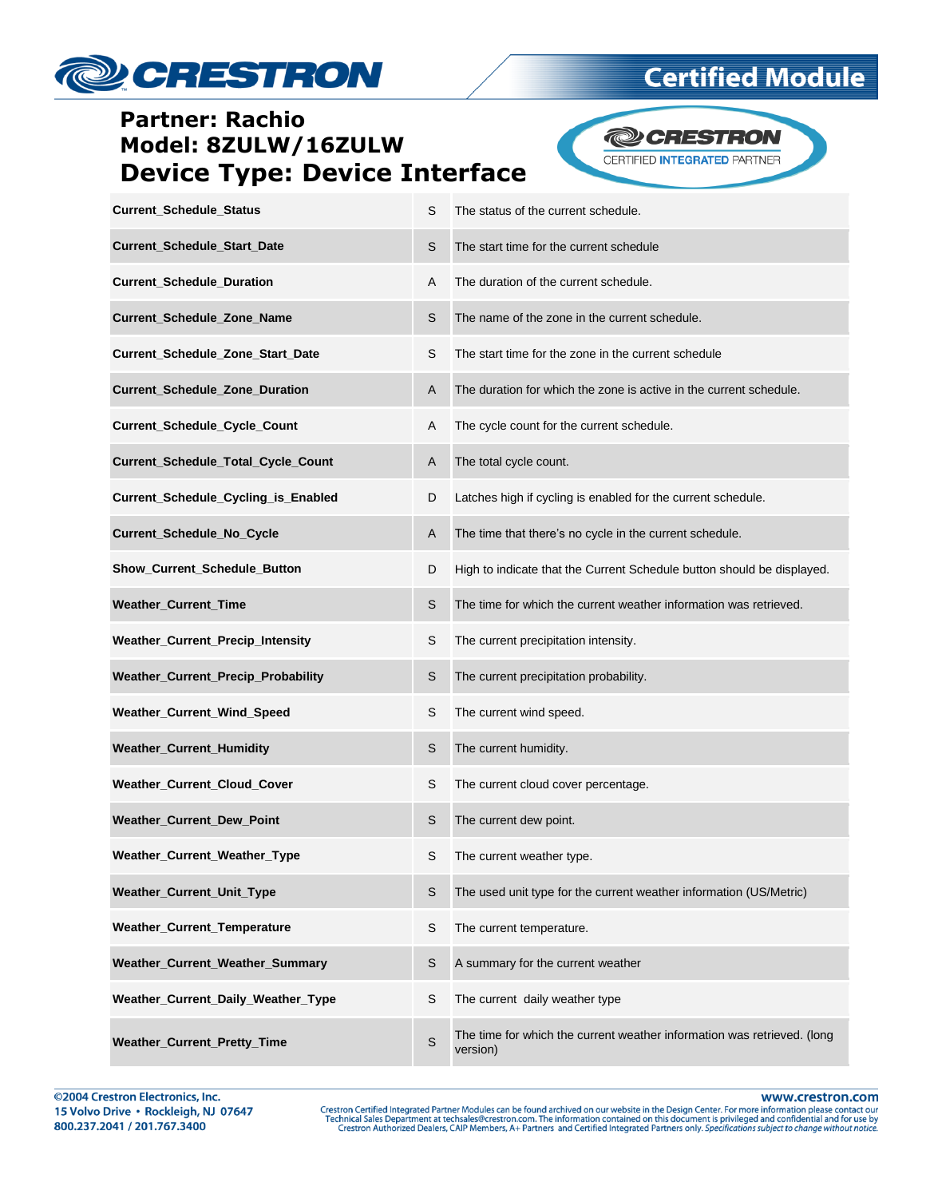**Partner: Rachio**
**Model: 8ZULW/16ZULW**
**Device Type: Device Interface**

| | | |
|---|---|---|
| **Current_Schedule_Status** | S | The status of the current schedule. |
| **Current_Schedule_Start_Date** | S | The start time for the current schedule |
| **Current_Schedule_Duration** | A | The duration of the current schedule. |
| **Current_Schedule_Zone_Name** | S | The name of the zone in the current schedule. |
| **Current_Schedule_Zone_Start_Date** | S | The start time for the zone in the current schedule |
| **Current_Schedule_Zone_Duration** | A | The duration for which the zone is active in the current schedule. |
| **Current_Schedule_Cycle_Count** | A | The cycle count for the current schedule. |
| **Current_Schedule_Total_Cycle_Count** | A | The total cycle count. |
| **Current_Schedule_Cycling_is_Enabled** | D | Latches high if cycling is enabled for the current schedule. |
| **Current_Schedule_No_Cycle** | A | The time that there's no cycle in the current schedule. |
| **Show_Current_Schedule_Button** | D | High to indicate that the Current Schedule button should be displayed. |
| **Weather_Current_Time** | S | The time for which the current weather information was retrieved. |
| **Weather_Current_Precip_Intensity** | S | The current precipitation intensity. |
| **Weather_Current_Precip_Probability** | S | The current precipitation probability. |
| **Weather_Current_Wind_Speed** | S | The current wind speed. |
| **Weather_Current_Humidity** | S | The current humidity. |
| **Weather_Current_Cloud_Cover** | S | The current cloud cover percentage. |
| **Weather_Current_Dew_Point** | S | The current dew point. |
| **Weather_Current_Weather_Type** | S | The current weather type. |
| **Weather_Current_Unit_Type** | S | The used unit type for the current weather information (US/Metric) |
| **Weather_Current_Temperature** | S | The current temperature. |
| **Weather_Current_Weather_Summary** | S | A summary for the current weather |
| **Weather_Current_Daily_Weather_Type** | S | The current daily weather type |
| **Weather_Current_Pretty_Time** | S | The time for which the current weather information was retrieved. (long version) |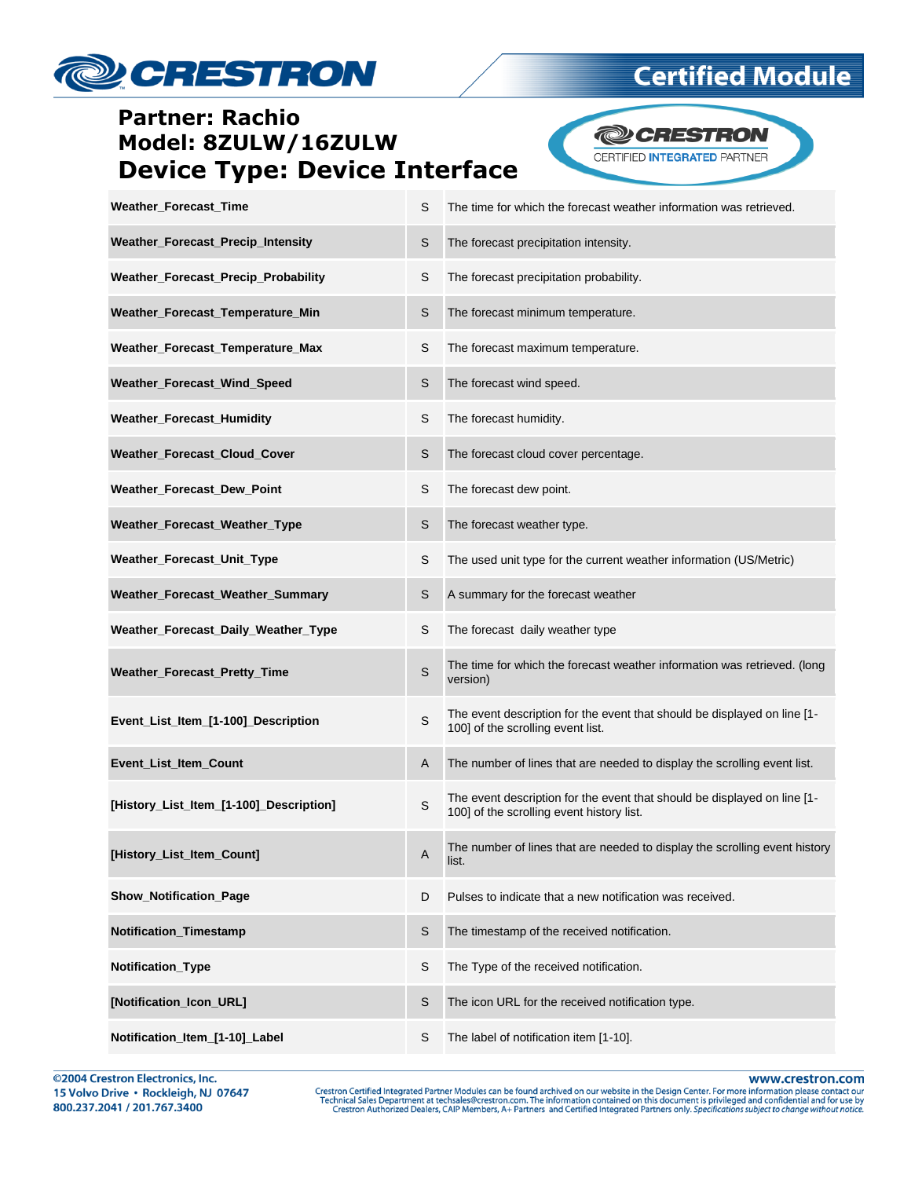**Partner: Rachio**
**Model: 8ZULW/16ZULW**
# Device Type: Device Interface

| | | |
|---|---|---|
| **Weather_Forecast_Time** | S | The time for which the forecast weather information was retrieved. |
| **Weather_Forecast_Precip_Intensity** | S | The forecast precipitation intensity. |
| **Weather_Forecast_Precip_Probability** | S | The forecast precipitation probability. |
| **Weather_Forecast_Temperature_Min** | S | The forecast minimum temperature. |
| **Weather_Forecast_Temperature_Max** | S | The forecast maximum temperature. |
| **Weather_Forecast_Wind_Speed** | S | The forecast wind speed. |
| **Weather_Forecast_Humidity** | S | The forecast humidity. |
| **Weather_Forecast_Cloud_Cover** | S | The forecast cloud cover percentage. |
| **Weather_Forecast_Dew_Point** | S | The forecast dew point. |
| **Weather_Forecast_Weather_Type** | S | The forecast weather type. |
| **Weather_Forecast_Unit_Type** | S | The used unit type for the current weather information (US/Metric) |
| **Weather_Forecast_Weather_Summary** | S | A summary for the forecast weather |
| **Weather_Forecast_Daily_Weather_Type** | S | The forecast  daily weather type |
| **Weather_Forecast_Pretty_Time** | S | The time for which the forecast weather information was retrieved. (long version) |
| **Event_List_Item_[1-100]_Description** | S | The event description for the event that should be displayed on line [1-100] of the scrolling event list. |
| **Event_List_Item_Count** | A | The number of lines that are needed to display the scrolling event list. |
| **[History_List_Item_[1-100]_Description]** | S | The event description for the event that should be displayed on line [1-100] of the scrolling event history list. |
| **[History_List_Item_Count]** | A | The number of lines that are needed to display the scrolling event history list. |
| **Show_Notification_Page** | D | Pulses to indicate that a new notification was received. |
| **Notification_Timestamp** | S | The timestamp of the received notification. |
| **Notification_Type** | S | The Type of the received notification. |
| **[Notification_Icon_URL]** | S | The icon URL for the received notification type. |
| **Notification_Item_[1-10]_Label** | S | The label of notification item [1-10]. |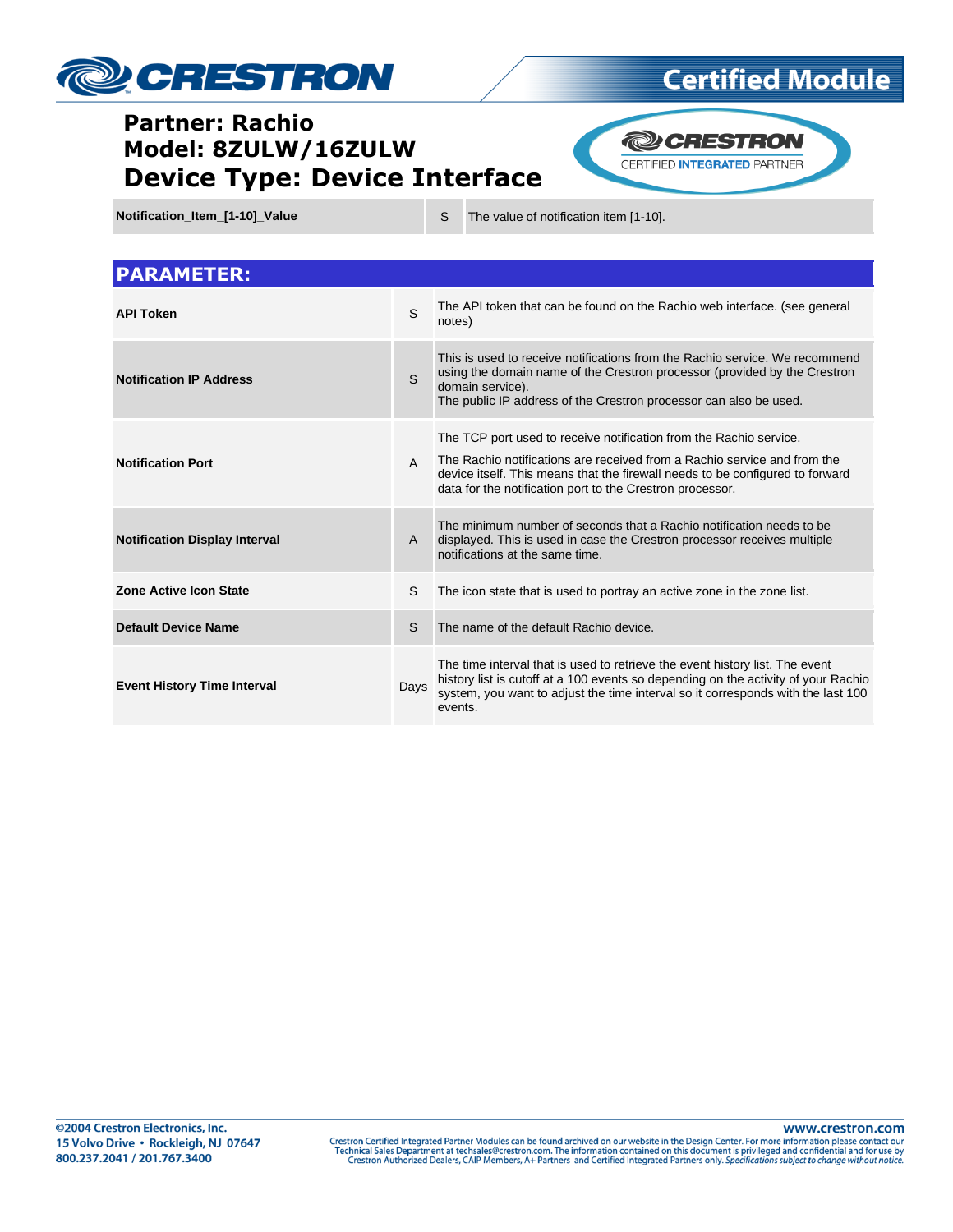| Notification_Item_[1-10]_Value | S | The value of notification item [1-10]. |
|---|---|---|

## PARAMETER:

| | | |
|---|---|---|
| **API Token** | S | The API token that can be found on the Rachio web interface. (see general notes) |
| **Notification IP Address** | S | This is used to receive notifications from the Rachio service. We recommend using the domain name of the Crestron processor (provided by the Crestron domain service).<br>The public IP address of the Crestron processor can also be used. |
| **Notification Port** | A | The TCP port used to receive notification from the Rachio service.<br>The Rachio notifications are received from a Rachio service and from the device itself. This means that the firewall needs to be configured to forward data for the notification port to the Crestron processor. |
| **Notification Display Interval** | A | The minimum number of seconds that a Rachio notification needs to be displayed. This is used in case the Crestron processor receives multiple notifications at the same time. |
| **Zone Active Icon State** | S | The icon state that is used to portray an active zone in the zone list. |
| **Default Device Name** | S | The name of the default Rachio device. |
| **Event History Time Interval** | Days | The time interval that is used to retrieve the event history list. The event history list is cutoff at a 100 events so depending on the activity of your Rachio system, you want to adjust the time interval so it corresponds with the last 100 events. |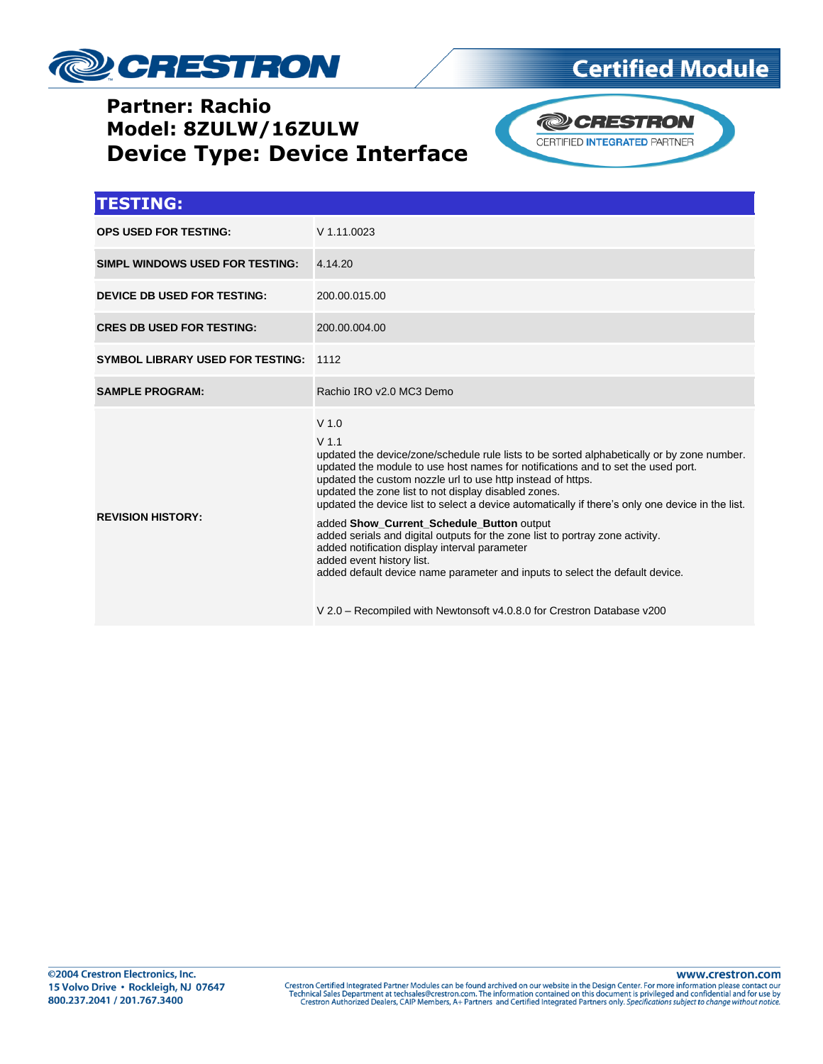**Partner: Rachio**
**Model: 8ZULW/16ZULW**
**Device Type: Device Interface**

## TESTING:

| | |
|---|---|
| **OPS USED FOR TESTING:** | V 1.11.0023 |
| **SIMPL WINDOWS USED FOR TESTING:** | 4.14.20 |
| **DEVICE DB USED FOR TESTING:** | 200.00.015.00 |
| **CRES DB USED FOR TESTING:** | 200.00.004.00 |
| **SYMBOL LIBRARY USED FOR TESTING:** | 1112 |
| **SAMPLE PROGRAM:** | Rachio IRO v2.0 MC3 Demo |
| **REVISION HISTORY:** | V 1.0<br><br>V 1.1<br>updated the device/zone/schedule rule lists to be sorted alphabetically or by zone number.<br>updated the module to use host names for notifications and to set the used port.<br>updated the custom nozzle url to use http instead of https.<br>updated the zone list to not display disabled zones.<br>updated the device list to select a device automatically if there's only one device in the list.<br><br>added **Show_Current_Schedule_Button** output<br>added serials and digital outputs for the zone list to portray zone activity.<br>added notification display interval parameter<br>added event history list.<br>added default device name parameter and inputs to select the default device.<br><br>V 2.0 – Recompiled with Newtonsoft v4.0.8.0 for Crestron Database v200 |

©2004 Crestron Electronics, Inc.
15 Volvo Drive • Rockleigh, NJ 07647
800.237.2041 / 201.767.3400

www.crestron.com
Crestron Certified Integrated Partner Modules can be found archived on our website in the Design Center. For more information please contact our Technical Sales Department at techsales@crestron.com. The information contained on this document is privileged and confidential and for use by Crestron Authorized Dealers, CAIP Members, A+ Partners and Certified Integrated Partners only. *Specifications subject to change without notice.*